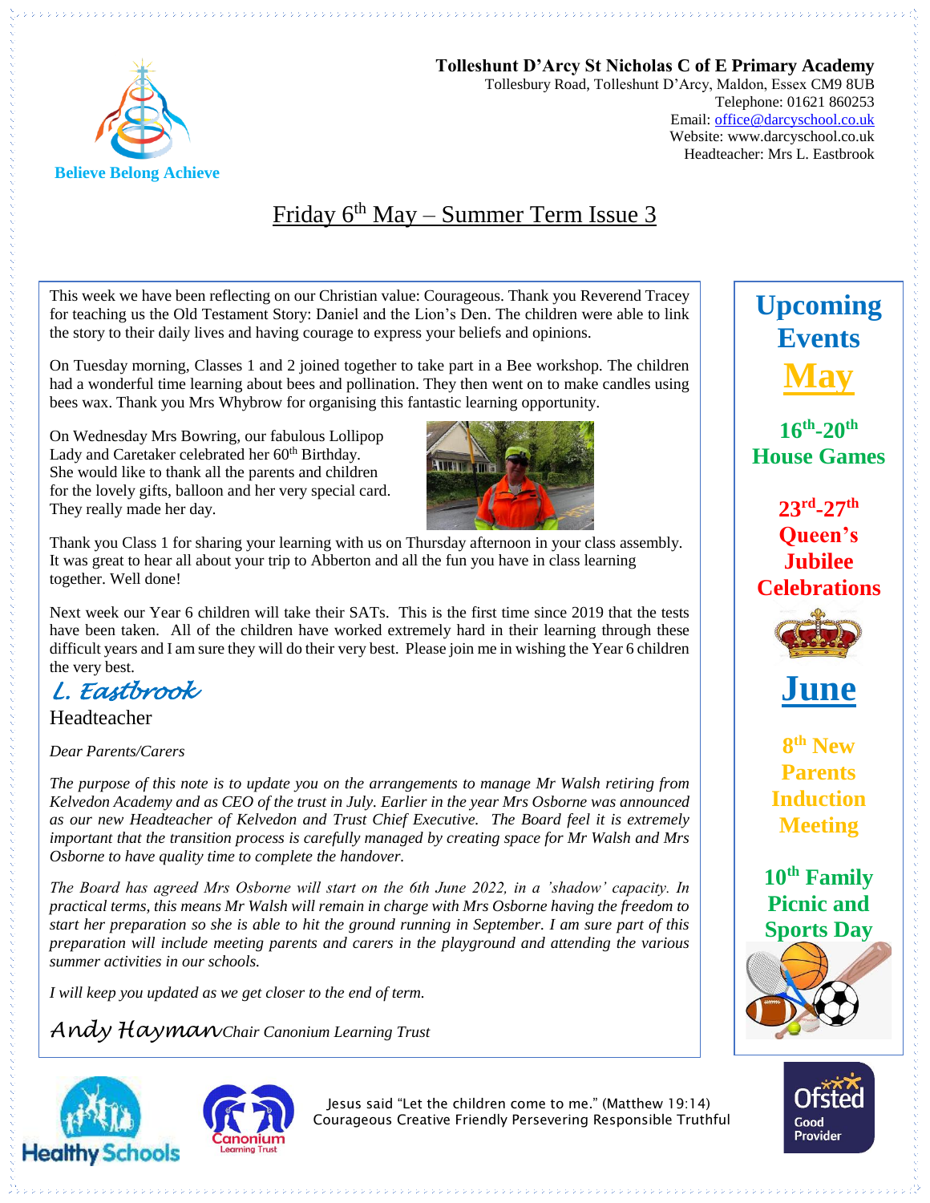**Tolleshunt D'Arcy St Nicholas C of E Primary Academy**
Tollesbury Road, Tolleshunt D'Arcy, Maldon, Essex CM9 8UB
Telephone: 01621 860253
Email: office@darcyschool.co.uk
Website: www.darcyschool.co.uk
Headteacher: Mrs L. Eastbrook

Believe Belong Achieve

# Friday 6th May – Summer Term Issue 3

This week we have been reflecting on our Christian value: Courageous. Thank you Reverend Tracey for teaching us the Old Testament Story: Daniel and the Lion's Den. The children were able to link the story to their daily lives and having courage to express your beliefs and opinions.

On Tuesday morning, Classes 1 and 2 joined together to take part in a Bee workshop. The children had a wonderful time learning about bees and pollination. They then went on to make candles using bees wax. Thank you Mrs Whybrow for organising this fantastic learning opportunity.

On Wednesday Mrs Bowring, our fabulous Lollipop Lady and Caretaker celebrated her 60th Birthday. She would like to thank all the parents and children for the lovely gifts, balloon and her very special card. They really made her day.

Thank you Class 1 for sharing your learning with us on Thursday afternoon in your class assembly. It was great to hear all about your trip to Abberton and all the fun you have in class learning together. Well done!

Next week our Year 6 children will take their SATs. This is the first time since 2019 that the tests have been taken. All of the children have worked extremely hard in their learning through these difficult years and I am sure they will do their very best. Please join me in wishing the Year 6 children the very best.

*L. Eastbrook*
Headteacher

*Dear Parents/Carers*

*The purpose of this note is to update you on the arrangements to manage Mr Walsh retiring from Kelvedon Academy and as CEO of the trust in July. Earlier in the year Mrs Osborne was announced as our new Headteacher of Kelvedon and Trust Chief Executive. The Board feel it is extremely important that the transition process is carefully managed by creating space for Mr Walsh and Mrs Osborne to have quality time to complete the handover.*

*The Board has agreed Mrs Osborne will start on the 6th June 2022, in a 'shadow' capacity. In practical terms, this means Mr Walsh will remain in charge with Mrs Osborne having the freedom to start her preparation so she is able to hit the ground running in September. I am sure part of this preparation will include meeting parents and carers in the playground and attending the various summer activities in our schools.*

*I will keep you updated as we get closer to the end of term.*

*Andy Hayman* *Chair Canonium Learning Trust*

## Upcoming Events

### May

**16th-20th House Games**

**23rd-27th Queen's Jubilee Celebrations**

### June

**8th New Parents Induction Meeting**

**10th Family Picnic and Sports Day**

Jesus said "Let the children come to me." (Matthew 19:14)
Courageous Creative Friendly Persevering Responsible Truthful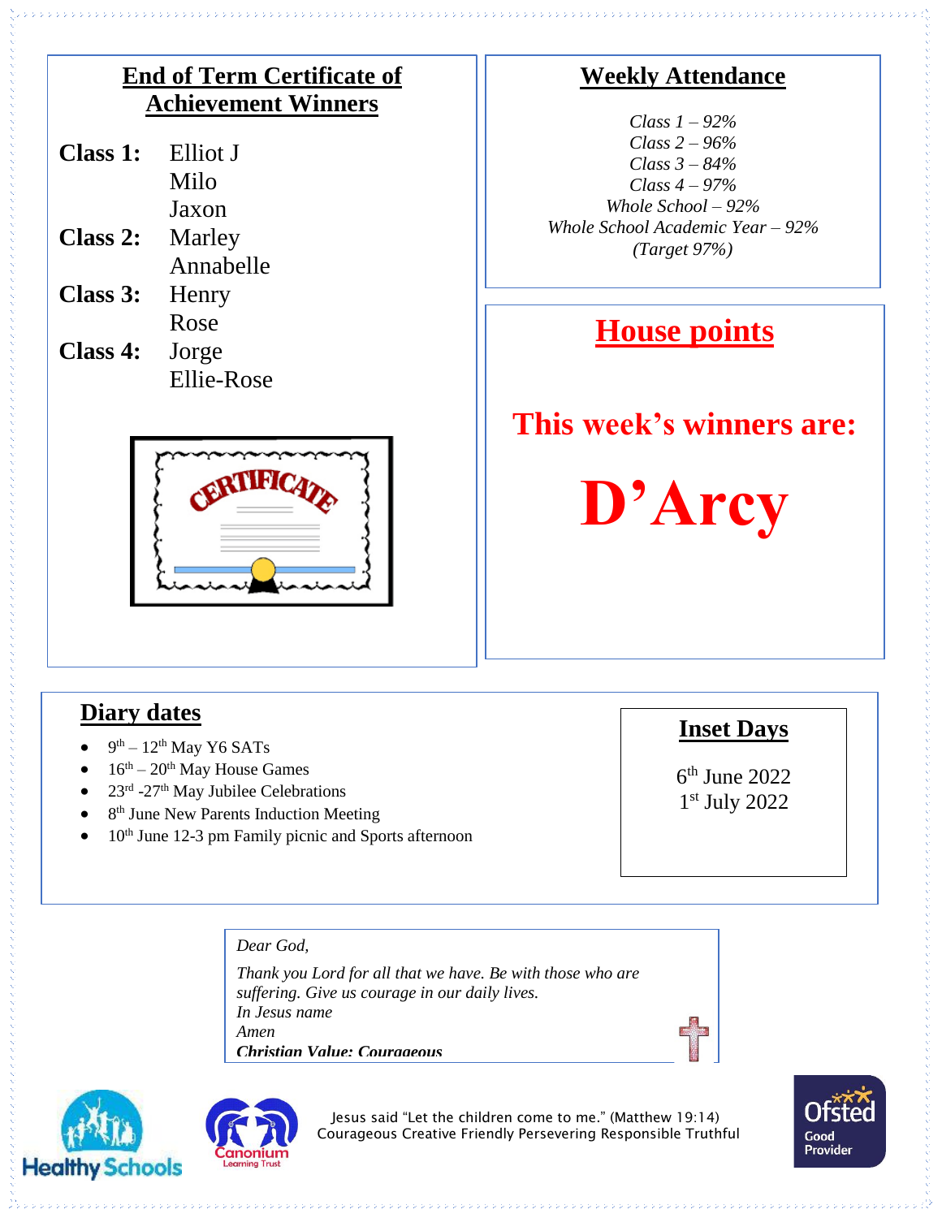## End of Term Certificate of Achievement Winners

**Class 1:** Elliot J
Milo
Jaxon

**Class 2:** Marley
Annabelle

**Class 3:** Henry
Rose

**Class 4:** Jorge
Ellie-Rose

## Weekly Attendance

*Class 1 – 92%*
*Class 2 – 96%*
*Class 3 – 84%*
*Class 4 – 97%*
*Whole School – 92%*
*Whole School Academic Year – 92%*
*(Target 97%)*

## House points

**This week's winners are:**

# D'Arcy

## Diary dates

- 9th – 12th May Y6 SATs
- 16th – 20th May House Games
- 23rd -27th May Jubilee Celebrations
- 8th June New Parents Induction Meeting
- 10th June 12-3 pm Family picnic and Sports afternoon

## Inset Days

6th June 2022
1st July 2022

*Dear God,*

*Thank you Lord for all that we have. Be with those who are suffering. Give us courage in our daily lives.*
*In Jesus name*
*Amen*
***Christian Value: Courageous***

Jesus said "Let the children come to me." (Matthew 19:14)
Courageous Creative Friendly Persevering Responsible Truthful

Healthy Schools

Canonium Learning Trust

Ofsted Good Provider